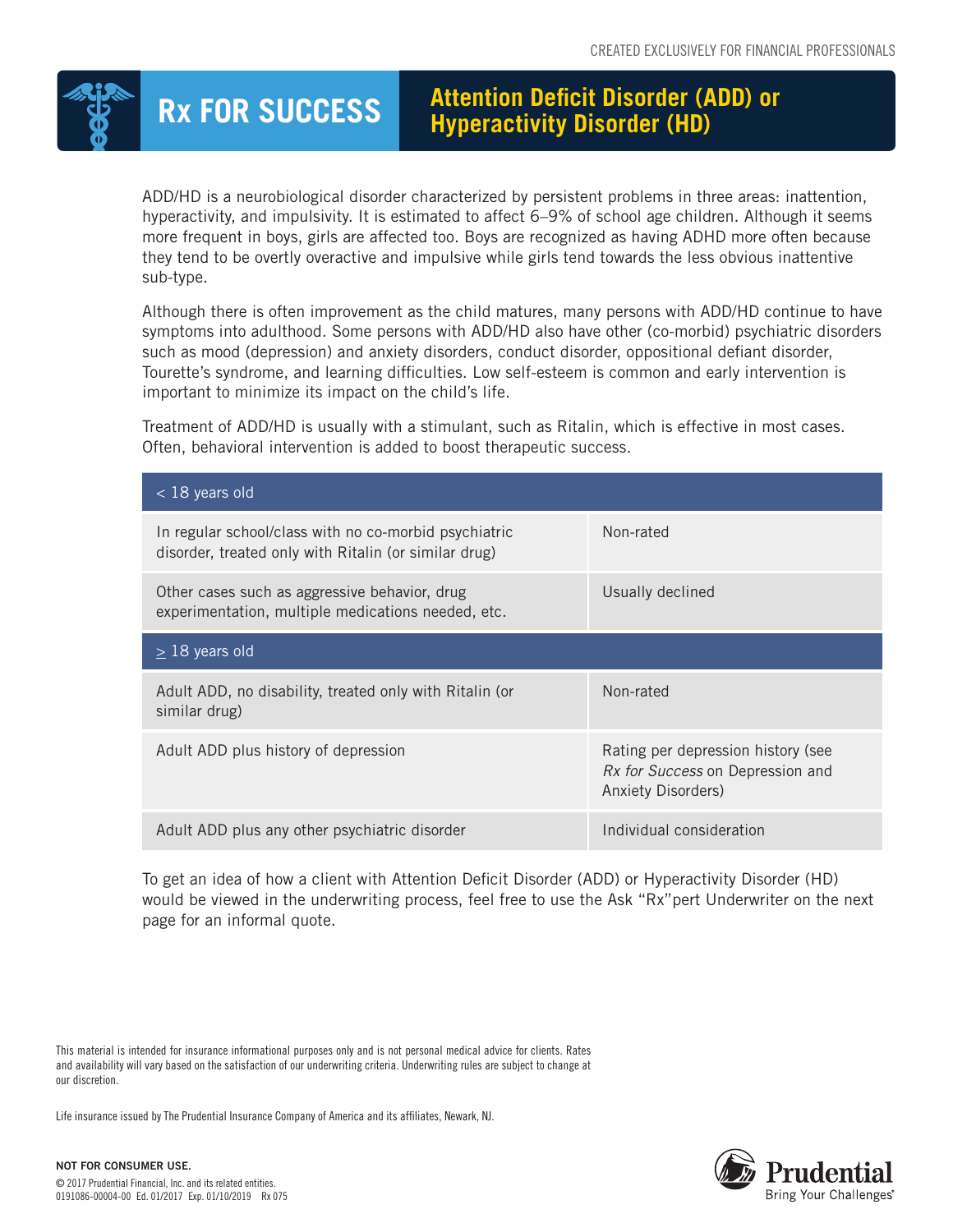CREATED EXCLUSIVELY FOR FINANCIAL PROFESSIONALS

# Rx FOR SUCCESS

## Attention Deficit Disorder (ADD) or Hyperactivity Disorder (HD)

ADD/HD is a neurobiological disorder characterized by persistent problems in three areas: inattention, hyperactivity, and impulsivity. It is estimated to affect 6–9% of school age children. Although it seems more frequent in boys, girls are affected too. Boys are recognized as having ADHD more often because they tend to be overtly overactive and impulsive while girls tend towards the less obvious inattentive sub-type.

Although there is often improvement as the child matures, many persons with ADD/HD continue to have symptoms into adulthood. Some persons with ADD/HD also have other (co-morbid) psychiatric disorders such as mood (depression) and anxiety disorders, conduct disorder, oppositional defiant disorder, Tourette's syndrome, and learning difficulties. Low self-esteem is common and early intervention is important to minimize its impact on the child's life.

Treatment of ADD/HD is usually with a stimulant, such as Ritalin, which is effective in most cases. Often, behavioral intervention is added to boost therapeutic success.

| | |
|---|---|
| **< 18 years old** | |
| In regular school/class with no co-morbid psychiatric disorder, treated only with Ritalin (or similar drug) | Non-rated |
| Other cases such as aggressive behavior, drug experimentation, multiple medications needed, etc. | Usually declined |
| **≥ 18 years old** | |
| Adult ADD, no disability, treated only with Ritalin (or similar drug) | Non-rated |
| Adult ADD plus history of depression | Rating per depression history (see *Rx for Success* on Depression and Anxiety Disorders) |
| Adult ADD plus any other psychiatric disorder | Individual consideration |

To get an idea of how a client with Attention Deficit Disorder (ADD) or Hyperactivity Disorder (HD) would be viewed in the underwriting process, feel free to use the Ask "Rx"pert Underwriter on the next page for an informal quote.

This material is intended for insurance informational purposes only and is not personal medical advice for clients. Rates and availability will vary based on the satisfaction of our underwriting criteria. Underwriting rules are subject to change at our discretion.

Life insurance issued by The Prudential Insurance Company of America and its affiliates, Newark, NJ.

**NOT FOR CONSUMER USE.**

© 2017 Prudential Financial, Inc. and its related entities.
0191086-00004-00 Ed. 01/2017 Exp. 01/10/2019 Rx 075

Prudential
Bring Your Challenges®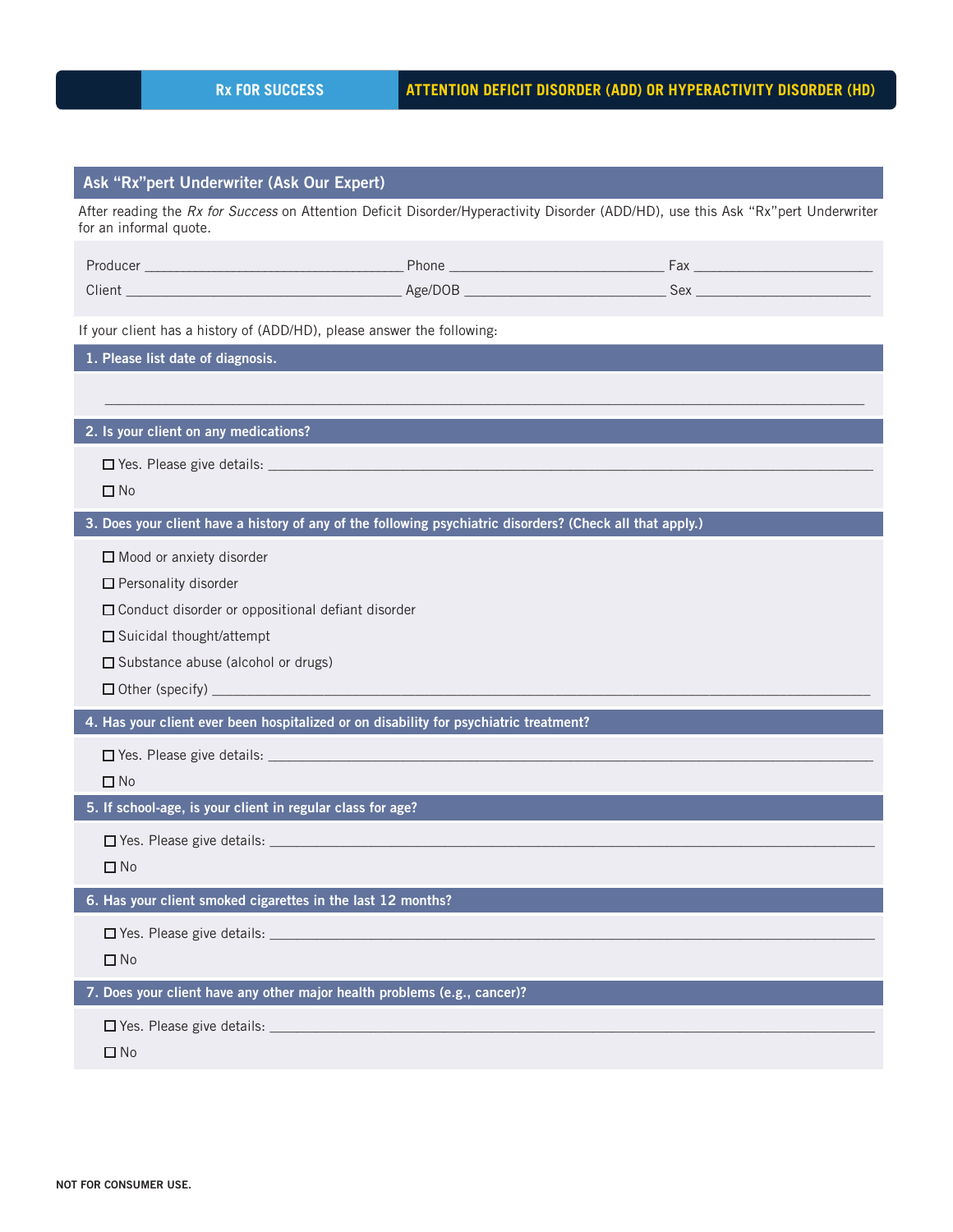## Ask "Rx"pert Underwriter (Ask Our Expert)

After reading the *Rx for Success* on Attention Deficit Disorder/Hyperactivity Disorder (ADD/HD), use this Ask "Rx"pert Underwriter for an informal quote.

Producer ___________________________________ Phone ____________________________ Fax ________________________

Client ____________________________________ Age/DOB ___________________________ Sex _______________________

If your client has a history of (ADD/HD), please answer the following:

**1. Please list date of diagnosis.**

_____________________________________________________________________________________________

**2. Is your client on any medications?**

☐ Yes. Please give details: ______________________________________________________________________

☐ No

**3. Does your client have a history of any of the following psychiatric disorders? (Check all that apply.)**

☐ Mood or anxiety disorder

☐ Personality disorder

☐ Conduct disorder or oppositional defiant disorder

☐ Suicidal thought/attempt

☐ Substance abuse (alcohol or drugs)

☐ Other (specify) _______________________________________________________________________________

**4. Has your client ever been hospitalized or on disability for psychiatric treatment?**

☐ Yes. Please give details: ______________________________________________________________________

☐ No

**5. If school-age, is your client in regular class for age?**

☐ Yes. Please give details: ______________________________________________________________________

☐ No

**6. Has your client smoked cigarettes in the last 12 months?**

☐ Yes. Please give details: ______________________________________________________________________

☐ No

**7. Does your client have any other major health problems (e.g., cancer)?**

☐ Yes. Please give details: ______________________________________________________________________

☐ No

NOT FOR CONSUMER USE.